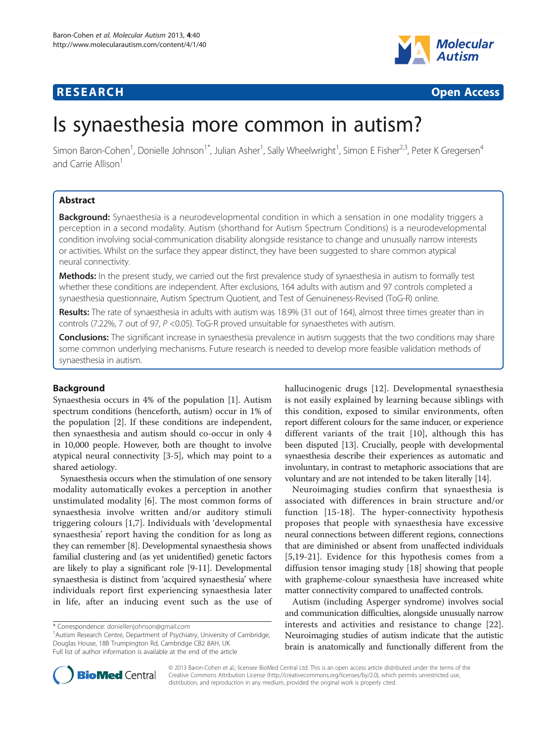**RESEARCH** **Open Access**

# Is synaesthesia more common in autism?

Simon Baron-Cohen[1], Donielle Johnson[1*], Julian Asher[1], Sally Wheelwright[1], Simon E Fisher[2,3], Peter K Gregersen[4] and Carrie Allison[1]

## Abstract

**Background:** Synaesthesia is a neurodevelopmental condition in which a sensation in one modality triggers a perception in a second modality. Autism (shorthand for Autism Spectrum Conditions) is a neurodevelopmental condition involving social-communication disability alongside resistance to change and unusually narrow interests or activities. Whilst on the surface they appear distinct, they have been suggested to share common atypical neural connectivity.

**Methods:** In the present study, we carried out the first prevalence study of synaesthesia in autism to formally test whether these conditions are independent. After exclusions, 164 adults with autism and 97 controls completed a synaesthesia questionnaire, Autism Spectrum Quotient, and Test of Genuineness-Revised (ToG-R) online.

**Results:** The rate of synaesthesia in adults with autism was 18.9% (31 out of 164), almost three times greater than in controls (7.22%, 7 out of 97, $P < 0.05$). ToG-R proved unsuitable for synaesthetes with autism.

**Conclusions:** The significant increase in synaesthesia prevalence in autism suggests that the two conditions may share some common underlying mechanisms. Future research is needed to develop more feasible validation methods of synaesthesia in autism.

## Background

Synaesthesia occurs in 4% of the population [1]. Autism spectrum conditions (henceforth, autism) occur in 1% of the population [2]. If these conditions are independent, then synaesthesia and autism should co-occur in only 4 in 10,000 people. However, both are thought to involve atypical neural connectivity [3-5], which may point to a shared aetiology.

Synaesthesia occurs when the stimulation of one sensory modality automatically evokes a perception in another unstimulated modality [6]. The most common forms of synaesthesia involve written and/or auditory stimuli triggering colours [1,7]. Individuals with 'developmental synaesthesia' report having the condition for as long as they can remember [8]. Developmental synaesthesia shows familial clustering and (as yet unidentified) genetic factors are likely to play a significant role [9-11]. Developmental synaesthesia is distinct from 'acquired synaesthesia' where individuals report first experiencing synaesthesia later in life, after an inducing event such as the use of hallucinogenic drugs [12]. Developmental synaesthesia is not easily explained by learning because siblings with this condition, exposed to similar environments, often report different colours for the same inducer, or experience different variants of the trait [10], although this has been disputed [13]. Crucially, people with developmental synaesthesia describe their experiences as automatic and involuntary, in contrast to metaphoric associations that are voluntary and are not intended to be taken literally [14].

Neuroimaging studies confirm that synaesthesia is associated with differences in brain structure and/or function [15-18]. The hyper-connectivity hypothesis proposes that people with synaesthesia have excessive neural connections between different regions, connections that are diminished or absent from unaffected individuals [5,19-21]. Evidence for this hypothesis comes from a diffusion tensor imaging study [18] showing that people with grapheme-colour synaesthesia have increased white matter connectivity compared to unaffected controls.

Autism (including Asperger syndrome) involves social and communication difficulties, alongside unusually narrow interests and activities and resistance to change [22]. Neuroimaging studies of autism indicate that the autistic brain is anatomically and functionally different from the

\* Correspondence: doniellenjohnson@gmail.com
[1]Autism Research Centre, Department of Psychiatry, University of Cambridge, Douglas House, 18B Trumpington Rd, Cambridge CB2 8AH, UK
Full list of author information is available at the end of the article

© 2013 Baron-Cohen et al.; licensee BioMed Central Ltd. This is an open access article distributed under the terms of the Creative Commons Attribution License (http://creativecommons.org/licenses/by/2.0), which permits unrestricted use, distribution, and reproduction in any medium, provided the original work is properly cited.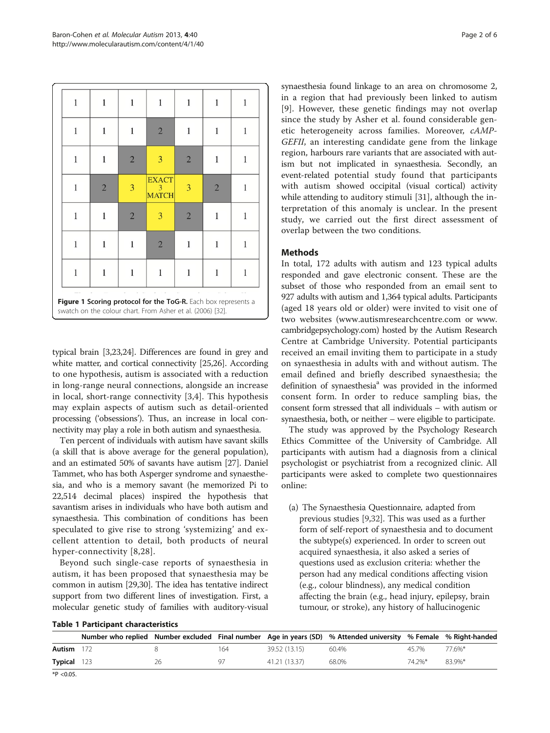| 1 | 1 | 1 | 1 | 1 | 1 | 1 |
|---|---|---|---|---|---|---|
| 1 | 1 | 1 | 2 | 1 | 1 | 1 |
| 1 | 1 | 2 | 3 | 2 | 1 | 1 |
| 1 | 2 | 3 | EXACT 3 MATCH | 3 | 2 | 1 |
| 1 | 1 | 2 | 3 | 2 | 1 | 1 |
| 1 | 1 | 1 | 2 | 1 | 1 | 1 |
| 1 | 1 | 1 | 1 | 1 | 1 | 1 |

**Figure 1 Scoring protocol for the ToG-R.** Each box represents a swatch on the colour chart. From Asher et al. (2006) [32].

typical brain [3,23,24]. Differences are found in grey and white matter, and cortical connectivity [25,26]. According to one hypothesis, autism is associated with a reduction in long-range neural connections, alongside an increase in local, short-range connectivity [3,4]. This hypothesis may explain aspects of autism such as detail-oriented processing ('obsessions'). Thus, an increase in local connectivity may play a role in both autism and synaesthesia.

Ten percent of individuals with autism have savant skills (a skill that is above average for the general population), and an estimated 50% of savants have autism [27]. Daniel Tammet, who has both Asperger syndrome and synaesthesia, and who is a memory savant (he memorized Pi to 22,514 decimal places) inspired the hypothesis that savantism arises in individuals who have both autism and synaesthesia. This combination of conditions has been speculated to give rise to strong 'systemizing' and excellent attention to detail, both products of neural hyper-connectivity [8,28].

Beyond such single-case reports of synaesthesia in autism, it has been proposed that synaesthesia may be common in autism [29,30]. The idea has tentative indirect support from two different lines of investigation. First, a molecular genetic study of families with auditory-visual synaesthesia found linkage to an area on chromosome 2, in a region that had previously been linked to autism [9]. However, these genetic findings may not overlap since the study by Asher et al. found considerable genetic heterogeneity across families. Moreover, *cAMP-GEFII*, an interesting candidate gene from the linkage region, harbours rare variants that are associated with autism but not implicated in synaesthesia. Secondly, an event-related potential study found that participants with autism showed occipital (visual cortical) activity while attending to auditory stimuli [31], although the interpretation of this anomaly is unclear. In the present study, we carried out the first direct assessment of overlap between the two conditions.

## Methods

In total, 172 adults with autism and 123 typical adults responded and gave electronic consent. These are the subset of those who responded from an email sent to 927 adults with autism and 1,364 typical adults. Participants (aged 18 years old or older) were invited to visit one of two websites (www.autismresearchcentre.com or www.cambridgepsychology.com) hosted by the Autism Research Centre at Cambridge University. Potential participants received an email inviting them to participate in a study on synaesthesia in adults with and without autism. The email defined and briefly described synaesthesia; the definition of synaesthesia[a] was provided in the informed consent form. In order to reduce sampling bias, the consent form stressed that all individuals – with autism or synaesthesia, both, or neither – were eligible to participate.

The study was approved by the Psychology Research Ethics Committee of the University of Cambridge. All participants with autism had a diagnosis from a clinical psychologist or psychiatrist from a recognized clinic. All participants were asked to complete two questionnaires online:

(a) The Synaesthesia Questionnaire, adapted from previous studies [9,32]. This was used as a further form of self-report of synaesthesia and to document the subtype(s) experienced. In order to screen out acquired synaesthesia, it also asked a series of questions used as exclusion criteria: whether the person had any medical conditions affecting vision (e.g., colour blindness), any medical condition affecting the brain (e.g., head injury, epilepsy, brain tumour, or stroke), any history of hallucinogenic

**Table 1 Participant characteristics**

| | Number who replied | Number excluded | Final number | Age in years (SD) | % Attended university | % Female | % Right-handed |
|---|---|---|---|---|---|---|---|
| **Autism** | 172 | 8 | 164 | 39.52 (13.15) | 60.4% | 45.7% | 77.6%* |
| **Typical** | 123 | 26 | 97 | 41.21 (13.37) | 68.0% | 74.2%* | 83.9%* |

*P <0.05.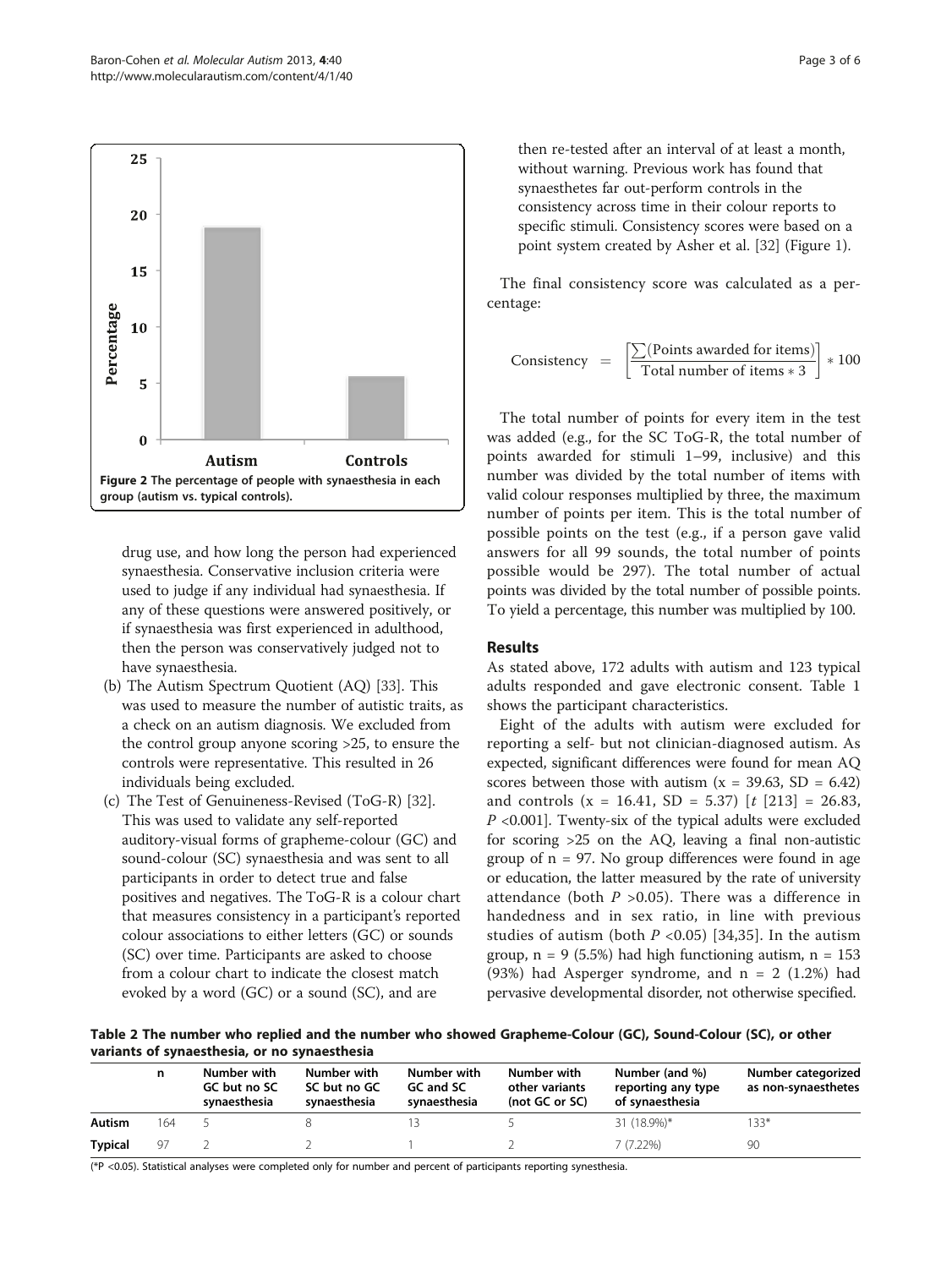Figure 2 The percentage of people with synaesthesia in each group (autism vs. typical controls).

drug use, and how long the person had experienced synaesthesia. Conservative inclusion criteria were used to judge if any individual had synaesthesia. If any of these questions were answered positively, or if synaesthesia was first experienced in adulthood, then the person was conservatively judged not to have synaesthesia.

(b) The Autism Spectrum Quotient (AQ) [33]. This was used to measure the number of autistic traits, as a check on an autism diagnosis. We excluded from the control group anyone scoring >25, to ensure the controls were representative. This resulted in 26 individuals being excluded.

(c) The Test of Genuineness-Revised (ToG-R) [32]. This was used to validate any self-reported auditory-visual forms of grapheme-colour (GC) and sound-colour (SC) synaesthesia and was sent to all participants in order to detect true and false positives and negatives. The ToG-R is a colour chart that measures consistency in a participant's reported colour associations to either letters (GC) or sounds (SC) over time. Participants are asked to choose from a colour chart to indicate the closest match evoked by a word (GC) or a sound (SC), and are then re-tested after an interval of at least a month, without warning. Previous work has found that synaesthetes far out-perform controls in the consistency across time in their colour reports to specific stimuli. Consistency scores were based on a point system created by Asher et al. [32] (Figure 1).

The final consistency score was calculated as a percentage:

$$\text{Consistency} = \left[\frac{\sum(\text{Points awarded for items})}{\text{Total number of items} * 3}\right] * 100$$

The total number of points for every item in the test was added (e.g., for the SC ToG-R, the total number of points awarded for stimuli 1–99, inclusive) and this number was divided by the total number of items with valid colour responses multiplied by three, the maximum number of points per item. This is the total number of possible points on the test (e.g., if a person gave valid answers for all 99 sounds, the total number of points possible would be 297). The total number of actual points was divided by the total number of possible points. To yield a percentage, this number was multiplied by 100.

## Results

As stated above, 172 adults with autism and 123 typical adults responded and gave electronic consent. Table 1 shows the participant characteristics.

Eight of the adults with autism were excluded for reporting a self- but not clinician-diagnosed autism. As expected, significant differences were found for mean AQ scores between those with autism (x = 39.63, SD = 6.42) and controls (x = 16.41, SD = 5.37) [$t$ [213] = 26.83, $P$ <0.001]. Twenty-six of the typical adults were excluded for scoring >25 on the AQ, leaving a final non-autistic group of n = 97. No group differences were found in age or education, the latter measured by the rate of university attendance (both $P$ >0.05). There was a difference in handedness and in sex ratio, in line with previous studies of autism (both $P$ <0.05) [34,35]. In the autism group, n = 9 (5.5%) had high functioning autism, n = 153 (93%) had Asperger syndrome, and n = 2 (1.2%) had pervasive developmental disorder, not otherwise specified.

**Table 2 The number who replied and the number who showed Grapheme-Colour (GC), Sound-Colour (SC), or other variants of synaesthesia, or no synaesthesia**

| | n | Number with GC but no SC synaesthesia | Number with SC but no GC synaesthesia | Number with GC and SC synaesthesia | Number with other variants (not GC or SC) | Number (and %) reporting any type of synaesthesia | Number categorized as non-synaesthetes |
|---|---|---|---|---|---|---|---|
| **Autism** | 164 | 5 | 8 | 13 | 5 | 31 (18.9%)* | 133* |
| **Typical** | 97 | 2 | 2 | 1 | 2 | 7 (7.22%) | 90 |

(*P <0.05). Statistical analyses were completed only for number and percent of participants reporting synesthesia.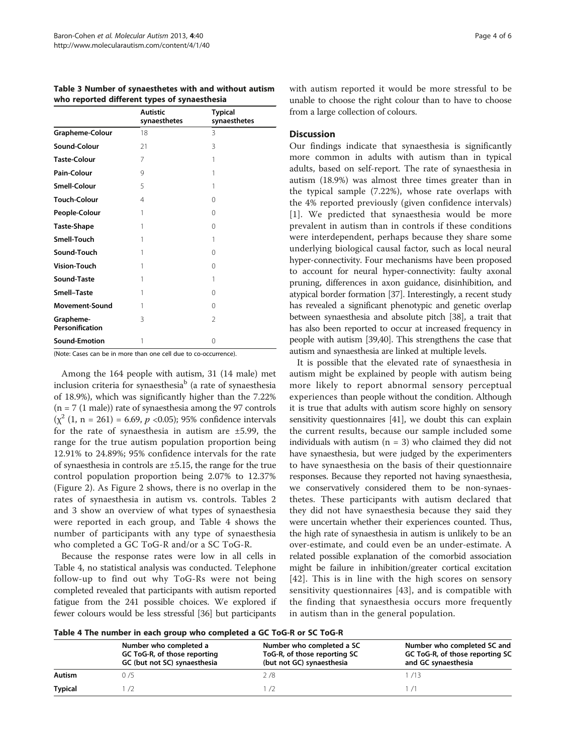**Table 3 Number of synaesthetes with and without autism who reported different types of synaesthesia**

| | Autistic synaesthetes | Typical synaesthetes |
|---|---|---|
| **Grapheme-Colour** | 18 | 3 |
| **Sound-Colour** | 21 | 3 |
| **Taste-Colour** | 7 | 1 |
| **Pain-Colour** | 9 | 1 |
| **Smell-Colour** | 5 | 1 |
| **Touch-Colour** | 4 | 0 |
| **People-Colour** | 1 | 0 |
| **Taste-Shape** | 1 | 0 |
| **Smell-Touch** | 1 | 1 |
| **Sound-Touch** | 1 | 0 |
| **Vision-Touch** | 1 | 0 |
| **Sound-Taste** | 1 | 1 |
| **Smell–Taste** | 1 | 0 |
| **Movement-Sound** | 1 | 0 |
| **Grapheme-Personification** | 3 | 2 |
| **Sound-Emotion** | 1 | 0 |

(Note: Cases can be in more than one cell due to co-occurrence).

Among the 164 people with autism, 31 (14 male) met inclusion criteria for synaesthesia[b] (a rate of synaesthesia of 18.9%), which was significantly higher than the 7.22% (n = 7 (1 male)) rate of synaesthesia among the 97 controls ($\chi^2$ (1, n = 261) = 6.69, $p$ <0.05); 95% confidence intervals for the rate of synaesthesia in autism are ±5.99, the range for the true autism population proportion being 12.91% to 24.89%; 95% confidence intervals for the rate of synaesthesia in controls are ±5.15, the range for the true control population proportion being 2.07% to 12.37% (Figure 2). As Figure 2 shows, there is no overlap in the rates of synaesthesia in autism vs. controls. Tables 2 and 3 show an overview of what types of synaesthesia were reported in each group, and Table 4 shows the number of participants with any type of synaesthesia who completed a GC ToG-R and/or a SC ToG-R.

Because the response rates were low in all cells in Table 4, no statistical analysis was conducted. Telephone follow-up to find out why ToG-Rs were not being completed revealed that participants with autism reported fatigue from the 241 possible choices. We explored if fewer colours would be less stressful [36] but participants with autism reported it would be more stressful to be unable to choose the right colour than to have to choose from a large collection of colours.

## Discussion

Our findings indicate that synaesthesia is significantly more common in adults with autism than in typical adults, based on self-report. The rate of synaesthesia in autism (18.9%) was almost three times greater than in the typical sample (7.22%), whose rate overlaps with the 4% reported previously (given confidence intervals) [1]. We predicted that synaesthesia would be more prevalent in autism than in controls if these conditions were interdependent, perhaps because they share some underlying biological causal factor, such as local neural hyper-connectivity. Four mechanisms have been proposed to account for neural hyper-connectivity: faulty axonal pruning, differences in axon guidance, disinhibition, and atypical border formation [37]. Interestingly, a recent study has revealed a significant phenotypic and genetic overlap between synaesthesia and absolute pitch [38], a trait that has also been reported to occur at increased frequency in people with autism [39,40]. This strengthens the case that autism and synaesthesia are linked at multiple levels.

It is possible that the elevated rate of synaesthesia in autism might be explained by people with autism being more likely to report abnormal sensory perceptual experiences than people without the condition. Although it is true that adults with autism score highly on sensory sensitivity questionnaires [41], we doubt this can explain the current results, because our sample included some individuals with autism (n = 3) who claimed they did not have synaesthesia, but were judged by the experimenters to have synaesthesia on the basis of their questionnaire responses. Because they reported not having synaesthesia, we conservatively considered them to be non-synaesthetes. These participants with autism declared that they did not have synaesthesia because they said they were uncertain whether their experiences counted. Thus, the high rate of synaesthesia in autism is unlikely to be an over-estimate, and could even be an under-estimate. A related possible explanation of the comorbid association might be failure in inhibition/greater cortical excitation [42]. This is in line with the high scores on sensory sensitivity questionnaires [43], and is compatible with the finding that synaesthesia occurs more frequently in autism than in the general population.

**Table 4 The number in each group who completed a GC ToG-R or SC ToG-R**

| | Number who completed a GC ToG-R, of those reporting GC (but not SC) synaesthesia | Number who completed a SC ToG-R, of those reporting SC (but not GC) synaesthesia | Number who completed SC and GC ToG-R, of those reporting SC and GC synaesthesia |
|---|---|---|---|
| **Autism** | 0 /5 | 2 /8 | 1 /13 |
| **Typical** | 1 /2 | 1 /2 | 1 /1 |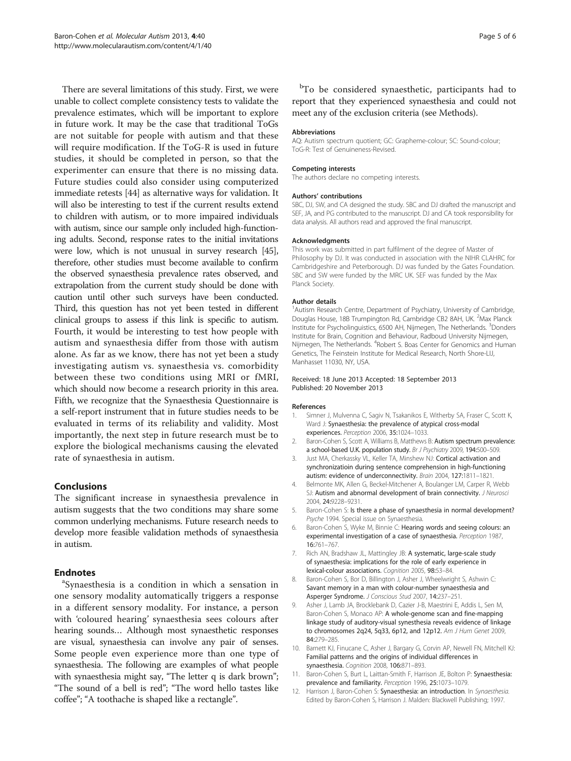There are several limitations of this study. First, we were unable to collect complete consistency tests to validate the prevalence estimates, which will be important to explore in future work. It may be the case that traditional ToGs are not suitable for people with autism and that these will require modification. If the ToG-R is used in future studies, it should be completed in person, so that the experimenter can ensure that there is no missing data. Future studies could also consider using computerized immediate retests [44] as alternative ways for validation. It will also be interesting to test if the current results extend to children with autism, or to more impaired individuals with autism, since our sample only included high-functioning adults. Second, response rates to the initial invitations were low, which is not unusual in survey research [45], therefore, other studies must become available to confirm the observed synaesthesia prevalence rates observed, and extrapolation from the current study should be done with caution until other such surveys have been conducted. Third, this question has not yet been tested in different clinical groups to assess if this link is specific to autism. Fourth, it would be interesting to test how people with autism and synaesthesia differ from those with autism alone. As far as we know, there has not yet been a study investigating autism vs. synaesthesia vs. comorbidity between these two conditions using MRI or fMRI, which should now become a research priority in this area. Fifth, we recognize that the Synaesthesia Questionnaire is a self-report instrument that in future studies needs to be evaluated in terms of its reliability and validity. Most importantly, the next step in future research must be to explore the biological mechanisms causing the elevated rate of synaesthesia in autism.

## Conclusions

The significant increase in synaesthesia prevalence in autism suggests that the two conditions may share some common underlying mechanisms. Future research needs to develop more feasible validation methods of synaesthesia in autism.

## Endnotes

[a]Synaesthesia is a condition in which a sensation in one sensory modality automatically triggers a response in a different sensory modality. For instance, a person with 'coloured hearing' synaesthesia sees colours after hearing sounds… Although most synaesthetic responses are visual, synaesthesia can involve any pair of senses. Some people even experience more than one type of synaesthesia. The following are examples of what people with synaesthesia might say, "The letter q is dark brown"; "The sound of a bell is red"; "The word hello tastes like coffee"; "A toothache is shaped like a rectangle".

[b]To be considered synaesthetic, participants had to report that they experienced synaesthesia and could not meet any of the exclusion criteria (see Methods).

### Abbreviations

AQ: Autism spectrum quotient; GC: Grapheme-colour; SC: Sound-colour; ToG-R: Test of Genuineness-Revised.

### Competing interests

The authors declare no competing interests.

### Authors' contributions

SBC, DJ, SW, and CA designed the study. SBC and DJ drafted the manuscript and SEF, JA, and PG contributed to the manuscript. DJ and CA took responsibility for data analysis. All authors read and approved the final manuscript.

### Acknowledgments

This work was submitted in part fulfilment of the degree of Master of Philosophy by DJ. It was conducted in association with the NIHR CLAHRC for Cambridgeshire and Peterborough. DJ was funded by the Gates Foundation. SBC and SW were funded by the MRC UK. SEF was funded by the Max Planck Society.

### Author details

[1]Autism Research Centre, Department of Psychiatry, University of Cambridge, Douglas House, 18B Trumpington Rd, Cambridge CB2 8AH, UK. [2]Max Planck Institute for Psycholinguistics, 6500 AH, Nijmegen, The Netherlands. [3]Donders Institute for Brain, Cognition and Behaviour, Radboud University Nijmegen, Nijmegen, The Netherlands. [4]Robert S. Boas Center for Genomics and Human Genetics, The Feinstein Institute for Medical Research, North Shore-LIJ, Manhasset 11030, NY, USA.

Received: 18 June 2013 Accepted: 18 September 2013
Published: 20 November 2013

### References

1. Simner J, Mulvenna C, Sagiv N, Tsakanikos E, Witherby SA, Fraser C, Scott K, Ward J: **Synaesthesia: the prevalence of atypical cross-modal experiences.** *Perception* 2006, **35:**1024–1033.
2. Baron-Cohen S, Scott A, Williams B, Matthews B: **Autism spectrum prevalence: a school-based U.K. population study.** *Br J Psychiatry* 2009, **194:**500–509.
3. Just MA, Cherkassky VL, Keller TA, Minshew NJ: **Cortical activation and synchronizatioin during sentence comprehension in high-functioning autism: evidence of underconnectivity.** *Brain* 2004, **127:**1811–1821.
4. Belmonte MK, Allen G, Beckel-Mitchener A, Boulanger LM, Carper R, Webb SJ: **Autism and abnormal development of brain connectivity.** *J Neurosci* 2004, **24:**9228–9231.
5. Baron-Cohen S: **Is there a phase of synaesthesia in normal development?** *Psyche* 1994. Special issue on Synaesthesia.
6. Baron-Cohen S, Wyke M, Binnie C: **Hearing words and seeing colours: an experimental investigation of a case of synaesthesia.** *Perception* 1987, **16:**761–767.
7. Rich AN, Bradshaw JL, Mattingley JB: **A systematic, large-scale study of synaesthesia: implications for the role of early experience in lexical-colour associations.** *Cognition* 2005, **98:**53–84.
8. Baron-Cohen S, Bor D, Billington J, Asher J, Wheelwright S, Ashwin C: **Savant memory in a man with colour-number synaesthesia and Asperger Syndrome.** *J Conscious Stud* 2007, **14:**237–251.
9. Asher J, Lamb JA, Brocklebank D, Cazier J-B, Maestrini E, Addis L, Sen M, Baron-Cohen S, Monaco AP: **A whole-genome scan and fine-mapping linkage study of auditory-visual synesthesia reveals evidence of linkage to chromosomes 2q24, 5q33, 6p12, and 12p12.** *Am J Hum Genet* 2009, **84:**279–285.
10. Barnett KJ, Finucane C, Asher J, Bargary G, Corvin AP, Newell FN, Mitchell KJ: **Familial patterns and the origins of individual differences in synaesthesia.** *Cognition* 2008, **106:**871–893.
11. Baron-Cohen S, Burt L, Laittan-Smith F, Harrison JE, Bolton P: **Synaesthesia: prevalence and familiarity.** *Perception* 1996, **25:**1073–1079.
12. Harrison J, Baron-Cohen S: **Synaesthesia: an introduction**. In *Synaesthesia*. Edited by Baron-Cohen S, Harrison J. Malden: Blackwell Publishing; 1997.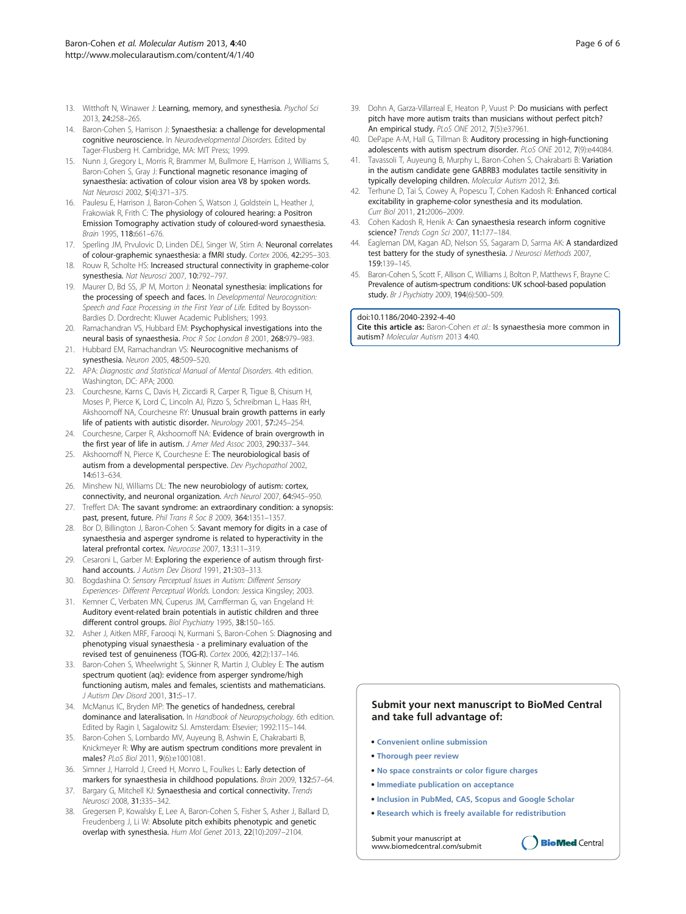13. Witthoft N, Winawer J: **Learning, memory, and synesthesia.** *Psychol Sci* 2013, **24:**258–265.
14. Baron-Cohen S, Harrison J: **Synaesthesia: a challenge for developmental cognitive neuroscience.** In *Neurodevelopmental Disorders.* Edited by Tager-Flusberg H. Cambridge, MA: MIT Press; 1999.
15. Nunn J, Gregory L, Morris R, Brammer M, Bullmore E, Harrison J, Williams S, Baron-Cohen S, Gray J: **Functional magnetic resonance imaging of synaesthesia: activation of colour vision area V8 by spoken words.** *Nat Neurosci* 2002, **5**(4):371–375.
16. Paulesu E, Harrison J, Baron-Cohen S, Watson J, Goldstein L, Heather J, Frakowiak R, Frith C: **The physiology of coloured hearing: a Positron Emission Tomography activation study of coloured-word synaesthesia.** *Brain* 1995, **118:**661–676.
17. Sperling JM, Prvulovic D, Linden DEJ, Singer W, Stirn A: **Neuronal correlates of colour-graphemic synaesthesia: a fMRI study.** *Cortex* 2006, **42:**295–303.
18. Rouw R, Scholte HS: **Increased structural connectivity in grapheme-color synesthesia.** *Nat Neurosci* 2007, **10:**792–797.
19. Maurer D, Bd SS, JP M, Morton J: **Neonatal synesthesia: implications for the processing of speech and faces.** In *Developmental Neurocognition: Speech and Face Processing in the First Year of Life.* Edited by Boysson-Bardies D. Dordrecht: Kluwer Academic Publishers; 1993.
20. Ramachandran VS, Hubbard EM: **Psychophysical investigations into the neural basis of synaesthesia.** *Proc R Soc London B* 2001, **268:**979–983.
21. Hubbard EM, Ramachandran VS: **Neurocognitive mechanisms of synesthesia.** *Neuron* 2005, **48:**509–520.
22. APA: *Diagnostic and Statistical Manual of Mental Disorders.* 4th edition. Washington, DC: APA; 2000.
23. Courchesne, Karns C, Davis H, Ziccardi R, Carper R, Tigue B, Chisum H, Moses P, Pierce K, Lord C, Lincoln AJ, Pizzo S, Schreibman L, Haas RH, Akshoomoff NA, Courchesne RY: **Unusual brain growth patterns in early life of patients with autistic disorder.** *Neurology* 2001, **57:**245–254.
24. Courchesne E, Carper R, Akshoomoff NA: **Evidence of brain overgrowth in the first year of life in autism.** *J Amer Med Assoc* 2003, **290:**337–344.
25. Akshoomoff N, Pierce K, Courchesne E: **The neurobiological basis of autism from a developmental perspective.** *Dev Psychopathol* 2002, **14:**613–634.
26. Minshew NJ, Williams DL: **The new neurobiology of autism: cortex, connectivity, and neuronal organization.** *Arch Neurol* 2007, **64:**945–950.
27. Treffert DA: **The savant syndrome: an extraordinary condition: a synopsis: past, present, future.** *Phil Trans R Soc B* 2009, **364:**1351–1357.
28. Bor D, Billington J, Baron-Cohen S: **Savant memory for digits in a case of synaesthesia and asperger syndrome is related to hyperactivity in the lateral prefrontal cortex.** *Neurocase* 2007, **13:**311–319.
29. Cesaroni L, Garber M: **Exploring the experience of autism through first-hand accounts.** *J Autism Dev Disord* 1991, **21:**303–313.
30. Bogdashina O: *Sensory Perceptual Issues in Autism: Different Sensory Experiences- Different Perceptual Worlds.* London: Jessica Kingsley; 2003.
31. Kemner C, Verbaten MN, Cuperus JM, Camfferman G, van Engeland H: **Auditory event-related brain potentials in autistic children and three different control groups.** *Biol Psychiatry* 1995, **38:**150–165.
32. Asher J, Aitken MRF, Farooqi N, Kurmani S, Baron-Cohen S: **Diagnosing and phenotyping visual synaesthesia - a preliminary evaluation of the revised test of genuineness (TOG-R).** *Cortex* 2006, **42**(2):137–146.
33. Baron-Cohen S, Wheelwright S, Skinner R, Martin J, Clubley E: **The autism spectrum quotient (aq): evidence from asperger syndrome/high functioning autism, males and females, scientists and mathematicians.** *J Autism Dev Disord* 2001, **31:**5–17.
34. McManus IC, Bryden MP: **The genetics of handedness, cerebral dominance and lateralisation.** In *Handbook of Neuropsychology.* 6th edition. Edited by Ragin I, Sagalowitz SJ. Amsterdam: Elsevier; 1992:115–144.
35. Baron-Cohen S, Lombardo MV, Auyeung B, Ashwin E, Chakrabarti B, Knickmeyer R: **Why are autism spectrum conditions more prevalent in males?** *PLoS Biol* 2011, **9**(6):e1001081.
36. Simner J, Harrold J, Creed H, Monro L, Foulkes L: **Early detection of markers for synaesthesia in childhood populations.** *Brain* 2009, 132:57–64.
37. Bargary G, Mitchell KJ: **Synaesthesia and cortical connectivity.** *Trends Neurosci* 2008, 31:335–342.
38. Gregersen P, Kowalsky E, Lee A, Baron-Cohen S, Fisher S, Asher J, Ballard D, Freudenberg J, Li W: **Absolute pitch exhibits phenotypic and genetic overlap with synesthesia.** *Hum Mol Genet* 2013, **22**(10):2097–2104.
39. Dohn A, Garza-Villarreal E, Heaton P, Vuust P: **Do musicians with perfect pitch have more autism traits than musicians without perfect pitch? An empirical study.** *PLoS ONE* 2012, **7**(5):e37961.
40. DePape A-M, Hall G, Tillman B: **Auditory processing in high-functioning adolescents with autism spectrum disorder.** *PLoS ONE* 2012, **7**(9):e44084.
41. Tavassoli T, Auyeung B, Murphy L, Baron-Cohen S, Chakrabarti B: **Variation in the autism candidate gene GABRB3 modulates tactile sensitivity in typically developing children.** *Molecular Autism* 2012, **3:**6.
42. Terhune D, Tai S, Cowey A, Popescu T, Cohen Kadosh R: **Enhanced cortical excitability in grapheme-color synesthesia and its modulation.** *Curr Biol* 2011, **21:**2006–2009.
43. Cohen Kadosh R, Henik A: **Can synaesthesia research inform cognitive science?** *Trends Cogn Sci* 2007, **11:**177–184.
44. Eagleman DM, Kagan AD, Nelson SS, Sagaram D, Sarma AK: **A standardized test battery for the study of synesthesia.** *J Neurosci Methods* 2007, **159:**139–145.
45. Baron-Cohen S, Scott F, Allison C, Williams J, Bolton P, Matthews F, Brayne C: **Prevalence of autism-spectrum conditions: UK school-based population study.** *Br J Psychiatry* 2009, **194**(6):500–509.

doi:10.1186/2040-2392-4-40
**Cite this article as:** Baron-Cohen *et al.*: Is synaesthesia more common in autism? *Molecular Autism* 2013 **4**:40.

**Submit your next manuscript to BioMed Central and take full advantage of:**

- Convenient online submission
- Thorough peer review
- No space constraints or color figure charges
- Immediate publication on acceptance
- Inclusion in PubMed, CAS, Scopus and Google Scholar
- Research which is freely available for redistribution

Submit your manuscript at
www.biomedcentral.com/submit

BioMed Central